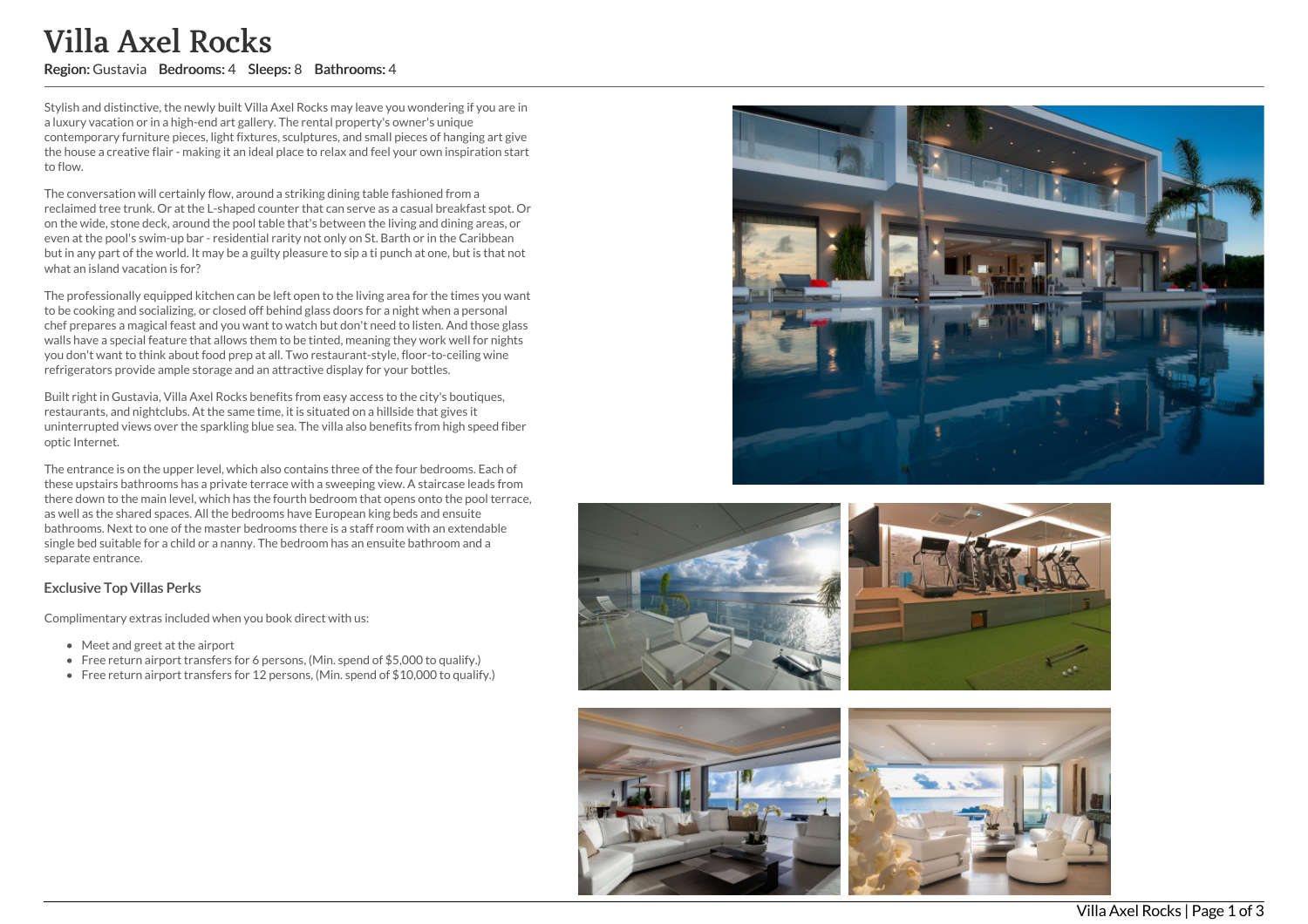# Villa Axel Rocks

**Region:** Gustavia **Bedrooms:** 4 **Sleeps:** 8 **Bathrooms:** 4

Stylish and distinctive, the newly built Villa Axel Rocks may leave you wondering if you are in a luxury vacation or in a high-end art gallery. The rental property's owner's unique contemporary furniture pieces, light fixtures, sculptures, and small pieces of hanging art give the house a creative flair - making it an ideal place to relax and feel your own inspiration start to flow.

The conversation will certainly flow, around a striking dining table fashioned from a reclaimed tree trunk. Or at the L-shaped counter that can serve as a casual breakfast spot. Or on the wide, stone deck, around the pool table that's between the living and dining areas, or even at the pool's swim-up bar - residential rarity not only on St. Barth or in the Caribbean but in any part of the world. It may be a guilty pleasure to sip a ti punch at one, but is that not what an island vacation is for?

The professionally equipped kitchen can be left open to the living area for the times you want to be cooking and socializing, or closed off behind glass doors for a night when a personal chef prepares a magical feast and you want to watch but don't need to listen. And those glass walls have a special feature that allows them to be tinted, meaning they work well for nights you don't want to think about food prep at all. Two restaurant-style, floor-to-ceiling wine refrigerators provide ample storage and an attractive display for your bottles.

Built right in Gustavia, Villa Axel Rocks benefits from easy access to the city's boutiques, restaurants, and nightclubs. At the same time, it is situated on a hillside that gives it uninterrupted views over the sparkling blue sea. The villa also benefits from high speed fiber optic Internet.

The entrance is on the upper level, which also contains three of the four bedrooms. Each of these upstairs bathrooms has a private terrace with a sweeping view. A staircase leads from there down to the main level, which has the fourth bedroom that opens onto the pool terrace, as well as the shared spaces. All the bedrooms have European king beds and ensuite bathrooms. Next to one of the master bedrooms there is a staff room with an extendable single bed suitable for a child or a nanny. The bedroom has an ensuite bathroom and a separate entrance.

### Exclusive Top Villas Perks

Complimentary extras included when you book direct with us:

- Meet and greet at the airport
- Free return airport transfers for 6 persons, (Min. spend of $5,000 to qualify.)
- Free return airport transfers for 12 persons, (Min. spend of $10,000 to qualify.)